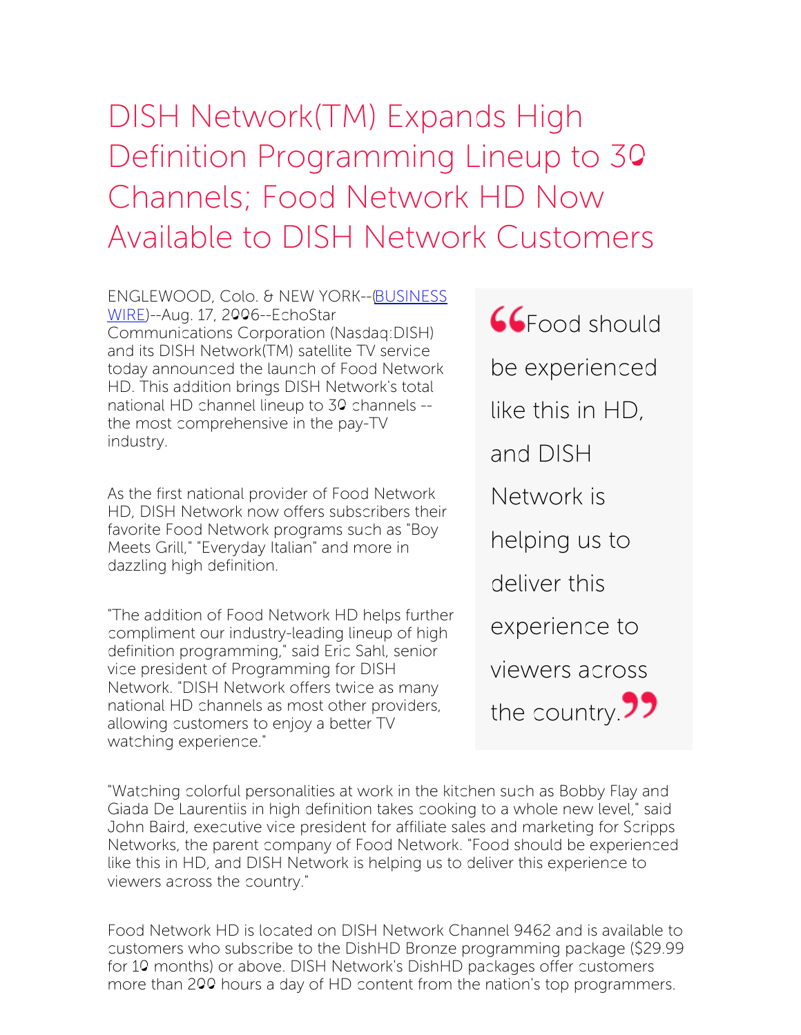# DISH Network(TM) Expands High Definition Programming Lineup to 30 Channels; Food Network HD Now Available to DISH Network Customers

ENGLEWOOD, Colo. & NEW YORK--(BUSINESS WIRE)--Aug. 17, 2006--EchoStar Communications Corporation (Nasdaq:DISH) and its DISH Network(TM) satellite TV service today announced the launch of Food Network HD. This addition brings DISH Network's total national HD channel lineup to 30 channels -- the most comprehensive in the pay-TV industry.

As the first national provider of Food Network HD, DISH Network now offers subscribers their favorite Food Network programs such as "Boy Meets Grill," "Everyday Italian" and more in dazzling high definition.

"The addition of Food Network HD helps further compliment our industry-leading lineup of high definition programming," said Eric Sahl, senior vice president of Programming for DISH Network. "DISH Network offers twice as many national HD channels as most other providers, allowing customers to enjoy a better TV watching experience."

> "Food should be experienced like this in HD, and DISH Network is helping us to deliver this experience to viewers across the country."

"Watching colorful personalities at work in the kitchen such as Bobby Flay and Giada De Laurentiis in high definition takes cooking to a whole new level," said John Baird, executive vice president for affiliate sales and marketing for Scripps Networks, the parent company of Food Network. "Food should be experienced like this in HD, and DISH Network is helping us to deliver this experience to viewers across the country."

Food Network HD is located on DISH Network Channel 9462 and is available to customers who subscribe to the DishHD Bronze programming package ($29.99 for 10 months) or above. DISH Network's DishHD packages offer customers more than 200 hours a day of HD content from the nation's top programmers.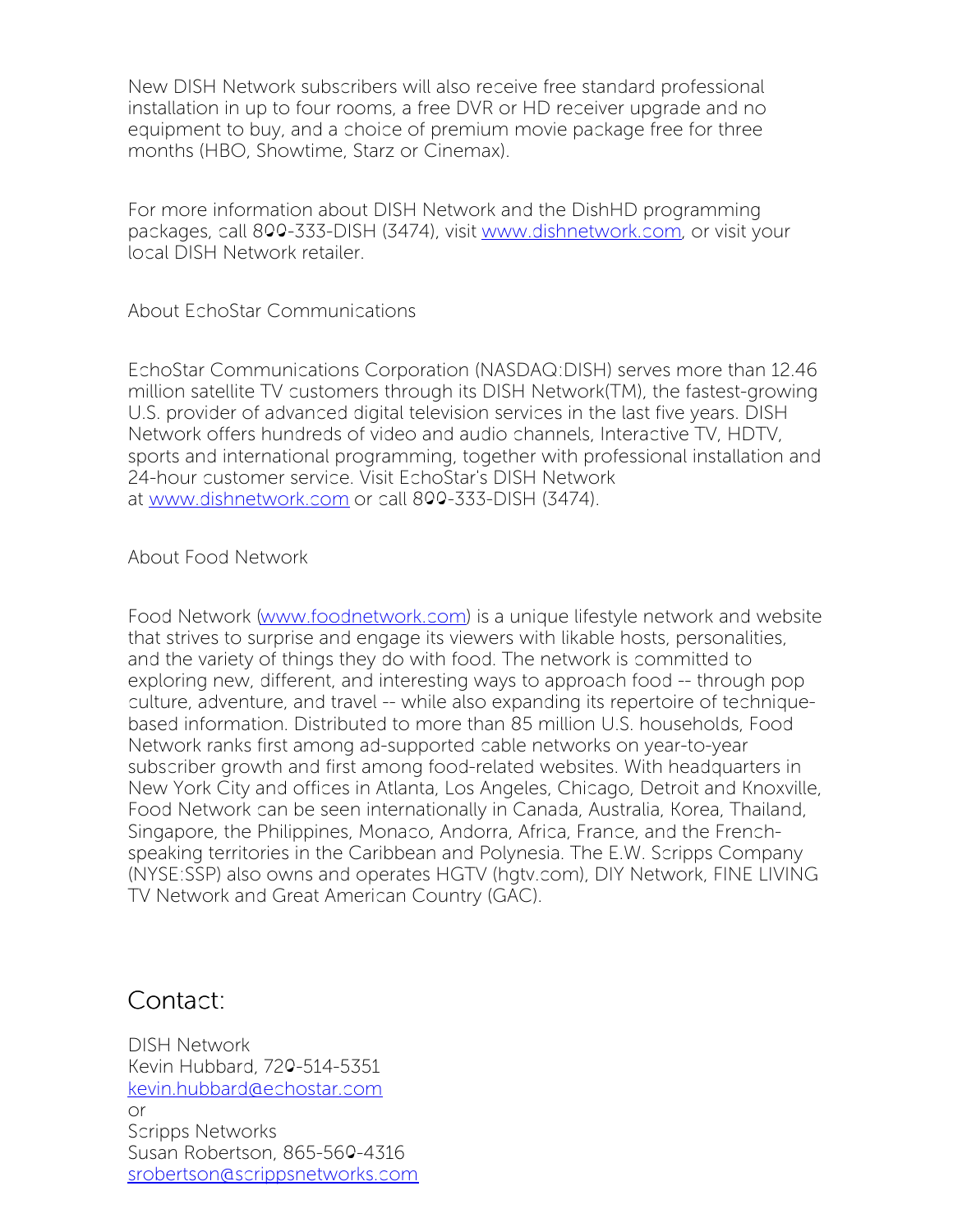New DISH Network subscribers will also receive free standard professional installation in up to four rooms, a free DVR or HD receiver upgrade and no equipment to buy, and a choice of premium movie package free for three months (HBO, Showtime, Starz or Cinemax).

For more information about DISH Network and the DishHD programming packages, call 800-333-DISH (3474), visit www.dishnetwork.com, or visit your local DISH Network retailer.

About EchoStar Communications

EchoStar Communications Corporation (NASDAQ:DISH) serves more than 12.46 million satellite TV customers through its DISH Network(TM), the fastest-growing U.S. provider of advanced digital television services in the last five years. DISH Network offers hundreds of video and audio channels, Interactive TV, HDTV, sports and international programming, together with professional installation and 24-hour customer service. Visit EchoStar's DISH Network at www.dishnetwork.com or call 800-333-DISH (3474).

About Food Network

Food Network (www.foodnetwork.com) is a unique lifestyle network and website that strives to surprise and engage its viewers with likable hosts, personalities, and the variety of things they do with food. The network is committed to exploring new, different, and interesting ways to approach food -- through pop culture, adventure, and travel -- while also expanding its repertoire of technique-based information. Distributed to more than 85 million U.S. households, Food Network ranks first among ad-supported cable networks on year-to-year subscriber growth and first among food-related websites. With headquarters in New York City and offices in Atlanta, Los Angeles, Chicago, Detroit and Knoxville, Food Network can be seen internationally in Canada, Australia, Korea, Thailand, Singapore, the Philippines, Monaco, Andorra, Africa, France, and the French-speaking territories in the Caribbean and Polynesia. The E.W. Scripps Company (NYSE:SSP) also owns and operates HGTV (hgtv.com), DIY Network, FINE LIVING TV Network and Great American Country (GAC).

## Contact:

DISH Network
Kevin Hubbard, 720-514-5351
kevin.hubbard@echostar.com
or
Scripps Networks
Susan Robertson, 865-560-4316
srobertson@scrippsnetworks.com